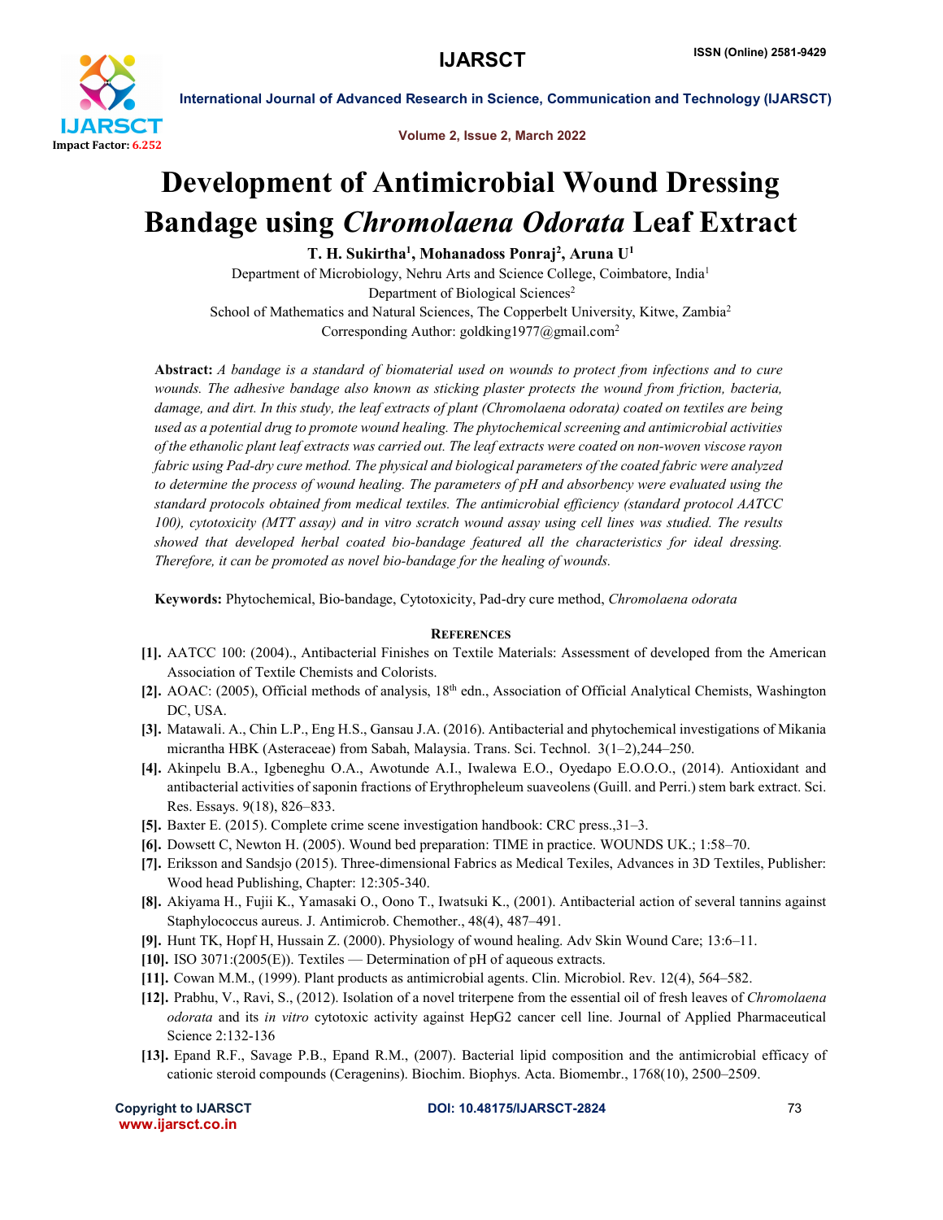# Development of Antimicrobial Wound Dressing Bandage using *Chromolaena Odorata* Leaf Extract

**T. H. Sukirtha[1], Mohanadoss Ponraj[2], Aruna U[1]**

Department of Microbiology, Nehru Arts and Science College, Coimbatore, India[1]
Department of Biological Sciences[2]
School of Mathematics and Natural Sciences, The Copperbelt University, Kitwe, Zambia[2]
Corresponding Author: goldking1977@gmail.com[2]

**Abstract:** *A bandage is a standard of biomaterial used on wounds to protect from infections and to cure wounds. The adhesive bandage also known as sticking plaster protects the wound from friction, bacteria, damage, and dirt. In this study, the leaf extracts of plant (Chromolaena odorata) coated on textiles are being used as a potential drug to promote wound healing. The phytochemical screening and antimicrobial activities of the ethanolic plant leaf extracts was carried out. The leaf extracts were coated on non-woven viscose rayon fabric using Pad-dry cure method. The physical and biological parameters of the coated fabric were analyzed to determine the process of wound healing. The parameters of pH and absorbency were evaluated using the standard protocols obtained from medical textiles. The antimicrobial efficiency (standard protocol AATCC 100), cytotoxicity (MTT assay) and in vitro scratch wound assay using cell lines was studied. The results showed that developed herbal coated bio-bandage featured all the characteristics for ideal dressing. Therefore, it can be promoted as novel bio-bandage for the healing of wounds.*

**Keywords:** Phytochemical, Bio-bandage, Cytotoxicity, Pad-dry cure method, *Chromolaena odorata*

## References

[1]. AATCC 100: (2004)., Antibacterial Finishes on Textile Materials: Assessment of developed from the American Association of Textile Chemists and Colorists.

[2]. AOAC: (2005), Official methods of analysis, 18th edn., Association of Official Analytical Chemists, Washington DC, USA.

[3]. Matawali. A., Chin L.P., Eng H.S., Gansau J.A. (2016). Antibacterial and phytochemical investigations of Mikania micrantha HBK (Asteraceae) from Sabah, Malaysia. Trans. Sci. Technol. 3(1–2),244–250.

[4]. Akinpelu B.A., Igbeneghu O.A., Awotunde A.I., Iwalewa E.O., Oyedapo E.O.O.O., (2014). Antioxidant and antibacterial activities of saponin fractions of Erythropheleum suaveolens (Guill. and Perri.) stem bark extract. Sci. Res. Essays. 9(18), 826–833.

[5]. Baxter E. (2015). Complete crime scene investigation handbook: CRC press.,31–3.

[6]. Dowsett C, Newton H. (2005). Wound bed preparation: TIME in practice. WOUNDS UK.; 1:58–70.

[7]. Eriksson and Sandsjo (2015). Three-dimensional Fabrics as Medical Texiles, Advances in 3D Textiles, Publisher: Wood head Publishing, Chapter: 12:305-340.

[8]. Akiyama H., Fujii K., Yamasaki O., Oono T., Iwatsuki K., (2001). Antibacterial action of several tannins against Staphylococcus aureus. J. Antimicrob. Chemother., 48(4), 487–491.

[9]. Hunt TK, Hopf H, Hussain Z. (2000). Physiology of wound healing. Adv Skin Wound Care; 13:6–11.

[10]. ISO 3071:(2005(E)). Textiles — Determination of pH of aqueous extracts.

[11]. Cowan M.M., (1999). Plant products as antimicrobial agents. Clin. Microbiol. Rev. 12(4), 564–582.

[12]. Prabhu, V., Ravi, S., (2012). Isolation of a novel triterpene from the essential oil of fresh leaves of *Chromolaena odorata* and its *in vitro* cytotoxic activity against HepG2 cancer cell line. Journal of Applied Pharmaceutical Science 2:132-136

[13]. Epand R.F., Savage P.B., Epand R.M., (2007). Bacterial lipid composition and the antimicrobial efficacy of cationic steroid compounds (Ceragenins). Biochim. Biophys. Acta. Biomembr., 1768(10), 2500–2509.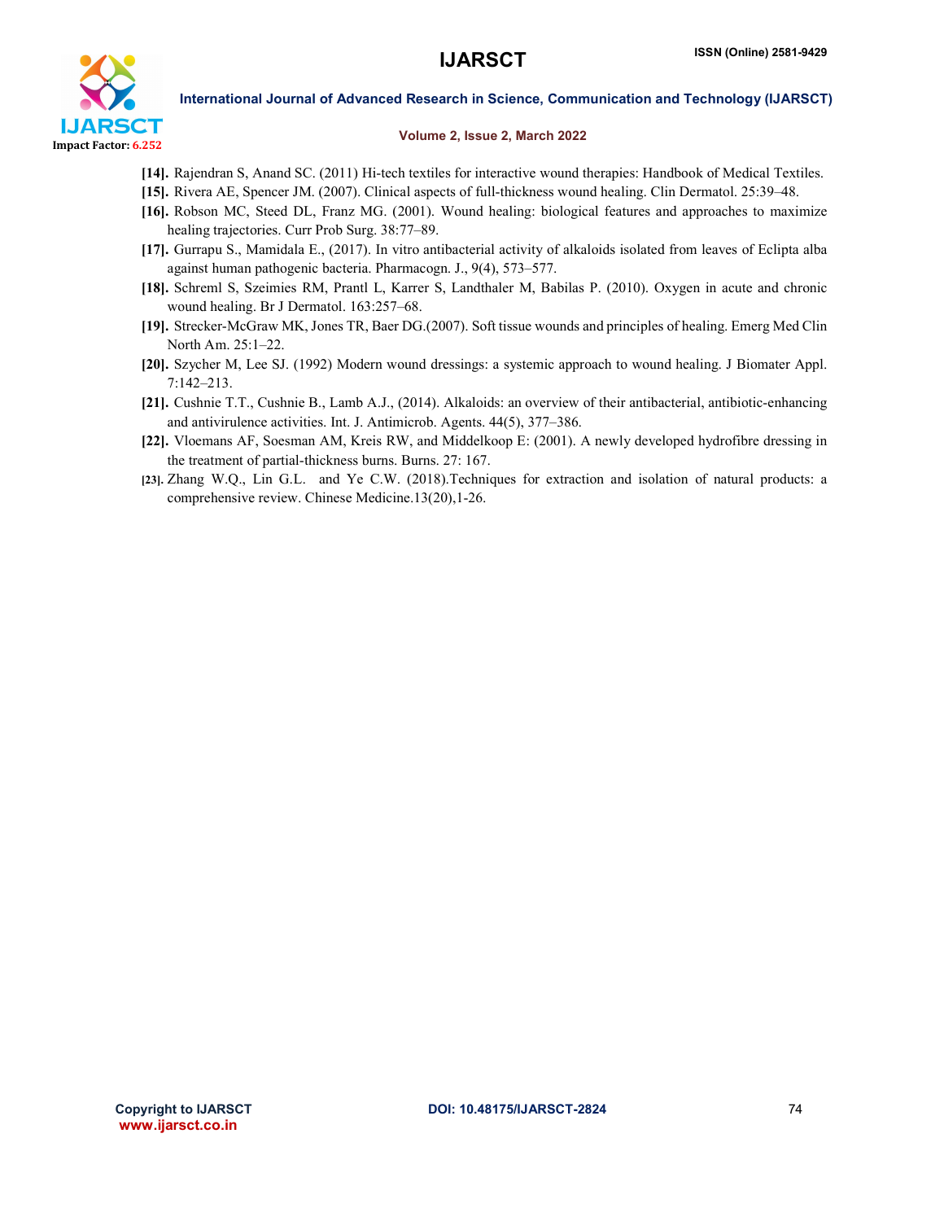**[14].** Rajendran S, Anand SC. (2011) Hi-tech textiles for interactive wound therapies: Handbook of Medical Textiles.

**[15].** Rivera AE, Spencer JM. (2007). Clinical aspects of full-thickness wound healing. Clin Dermatol. 25:39–48.

**[16].** Robson MC, Steed DL, Franz MG. (2001). Wound healing: biological features and approaches to maximize healing trajectories. Curr Prob Surg. 38:77–89.

**[17].** Gurrapu S., Mamidala E., (2017). In vitro antibacterial activity of alkaloids isolated from leaves of Eclipta alba against human pathogenic bacteria. Pharmacogn. J., 9(4), 573–577.

**[18].** Schreml S, Szeimies RM, Prantl L, Karrer S, Landthaler M, Babilas P. (2010). Oxygen in acute and chronic wound healing. Br J Dermatol. 163:257–68.

**[19].** Strecker-McGraw MK, Jones TR, Baer DG.(2007). Soft tissue wounds and principles of healing. Emerg Med Clin North Am. 25:1–22.

**[20].** Szycher M, Lee SJ. (1992) Modern wound dressings: a systemic approach to wound healing. J Biomater Appl. 7:142–213.

**[21].** Cushnie T.T., Cushnie B., Lamb A.J., (2014). Alkaloids: an overview of their antibacterial, antibiotic-enhancing and antivirulence activities. Int. J. Antimicrob. Agents. 44(5), 377–386.

**[22].** Vloemans AF, Soesman AM, Kreis RW, and Middelkoop E: (2001). A newly developed hydrofibre dressing in the treatment of partial-thickness burns. Burns. 27: 167.

**[23].** Zhang W.Q., Lin G.L. and Ye C.W. (2018).Techniques for extraction and isolation of natural products: a comprehensive review. Chinese Medicine.13(20),1-26.